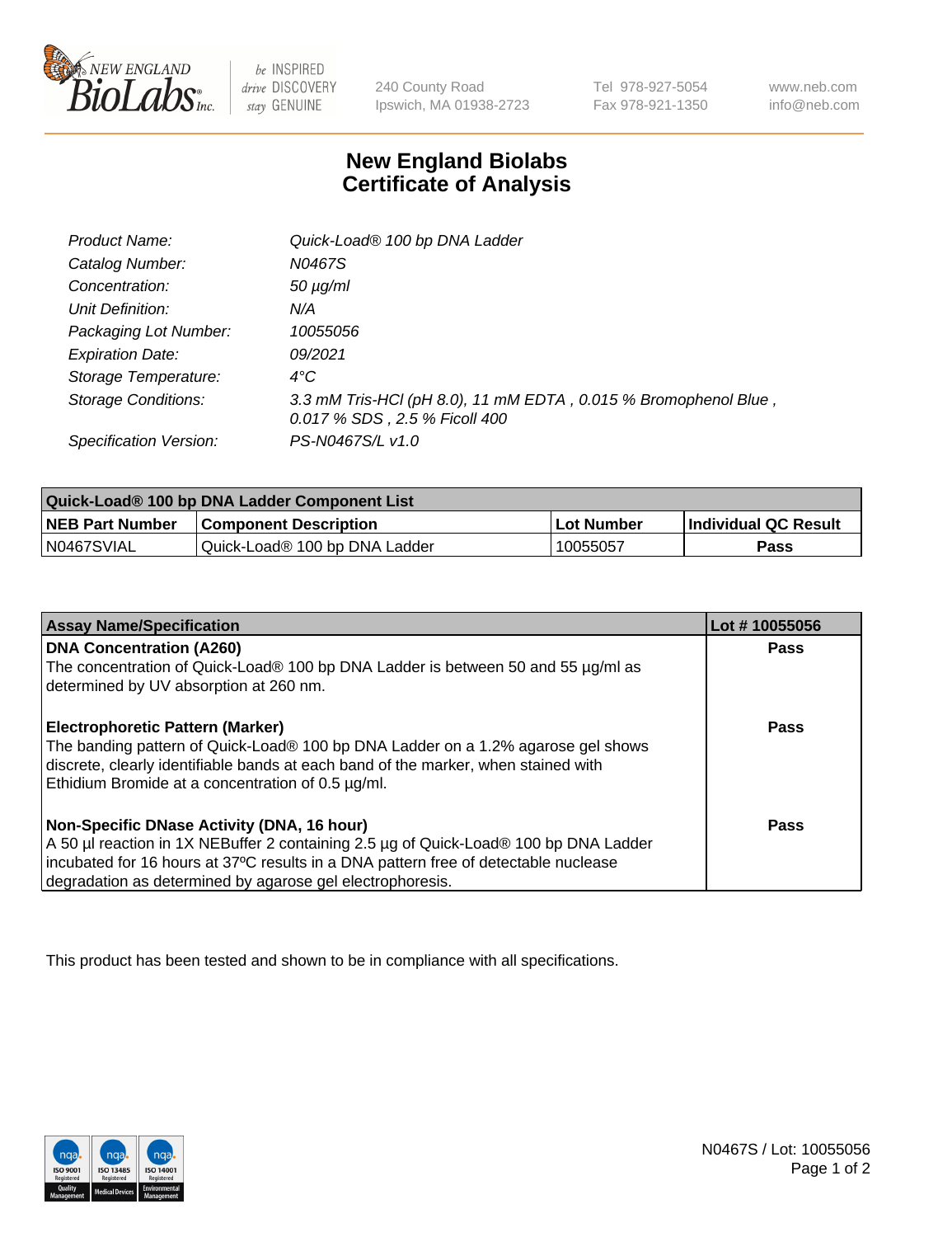240 County Road
Ipswich, MA 01938-2723

Tel 978-927-5054
Fax 978-921-1350

www.neb.com
info@neb.com

# New England Biolabs
# Certificate of Analysis

| | |
|---|---|
| *Product Name:* | *Quick-Load® 100 bp DNA Ladder* |
| *Catalog Number:* | *N0467S* |
| *Concentration:* | *50 µg/ml* |
| *Unit Definition:* | *N/A* |
| *Packaging Lot Number:* | *10055056* |
| *Expiration Date:* | *09/2021* |
| *Storage Temperature:* | *4°C* |
| *Storage Conditions:* | *3.3 mM Tris-HCl (pH 8.0), 11 mM EDTA , 0.015 % Bromophenol Blue , 0.017 % SDS , 2.5 % Ficoll 400* |
| *Specification Version:* | *PS-N0467S/L v1.0* |

| Quick-Load® 100 bp DNA Ladder Component List | | | |
|---|---|---|---|
| **NEB Part Number** | **Component Description** | **Lot Number** | **Individual QC Result** |
| N0467SVIAL | Quick-Load® 100 bp DNA Ladder | 10055057 | **Pass** |

| Assay Name/Specification | Lot # 10055056 |
|---|---|
| **DNA Concentration (A260)**<br>The concentration of Quick-Load® 100 bp DNA Ladder is between 50 and 55 µg/ml as determined by UV absorption at 260 nm. | **Pass** |
| **Electrophoretic Pattern (Marker)**<br>The banding pattern of Quick-Load® 100 bp DNA Ladder on a 1.2% agarose gel shows discrete, clearly identifiable bands at each band of the marker, when stained with Ethidium Bromide at a concentration of 0.5 µg/ml. | **Pass** |
| **Non-Specific DNase Activity (DNA, 16 hour)**<br>A 50 µl reaction in 1X NEBuffer 2 containing 2.5 µg of Quick-Load® 100 bp DNA Ladder incubated for 16 hours at 37ºC results in a DNA pattern free of detectable nuclease degradation as determined by agarose gel electrophoresis. | **Pass** |

This product has been tested and shown to be in compliance with all specifications.

N0467S / Lot: 10055056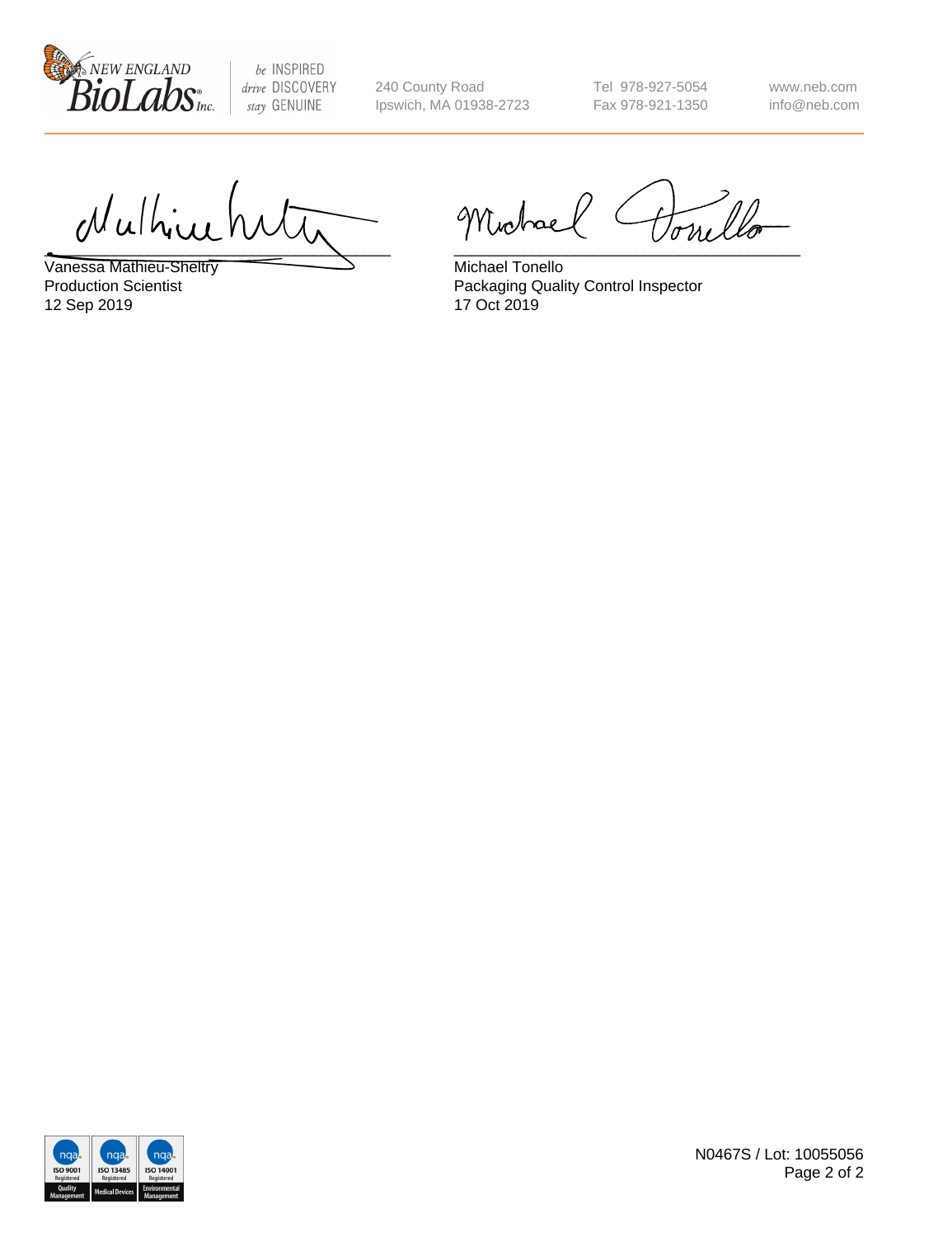240 County Road
Ipswich, MA 01938-2723

Tel 978-927-5054
Fax 978-921-1350

www.neb.com
info@neb.com

Vanessa Mathieu-Sheltry
Production Scientist
12 Sep 2019

Michael Tonello
Packaging Quality Control Inspector
17 Oct 2019

N0467S / Lot: 10055056